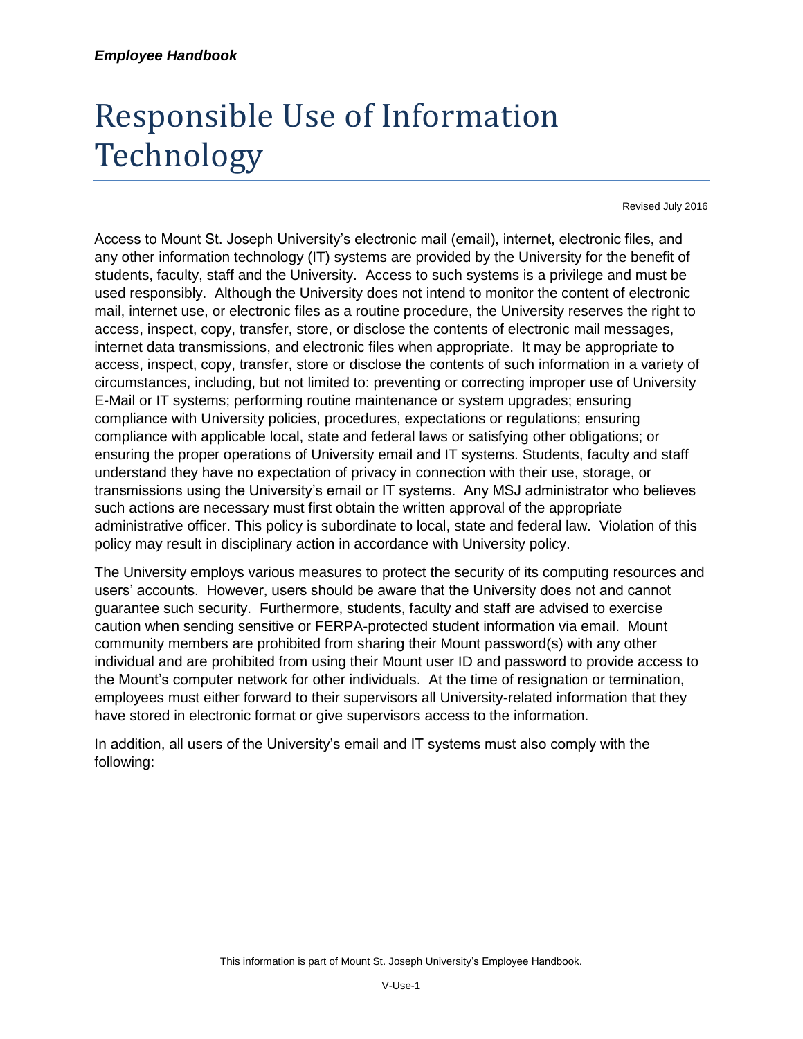# Responsible Use of Information Technology

Revised July 2016

Access to Mount St. Joseph University's electronic mail (email), internet, electronic files, and any other information technology (IT) systems are provided by the University for the benefit of students, faculty, staff and the University. Access to such systems is a privilege and must be used responsibly. Although the University does not intend to monitor the content of electronic mail, internet use, or electronic files as a routine procedure, the University reserves the right to access, inspect, copy, transfer, store, or disclose the contents of electronic mail messages, internet data transmissions, and electronic files when appropriate. It may be appropriate to access, inspect, copy, transfer, store or disclose the contents of such information in a variety of circumstances, including, but not limited to: preventing or correcting improper use of University E-Mail or IT systems; performing routine maintenance or system upgrades; ensuring compliance with University policies, procedures, expectations or regulations; ensuring compliance with applicable local, state and federal laws or satisfying other obligations; or ensuring the proper operations of University email and IT systems. Students, faculty and staff understand they have no expectation of privacy in connection with their use, storage, or transmissions using the University's email or IT systems. Any MSJ administrator who believes such actions are necessary must first obtain the written approval of the appropriate administrative officer. This policy is subordinate to local, state and federal law. Violation of this policy may result in disciplinary action in accordance with University policy.

The University employs various measures to protect the security of its computing resources and users' accounts. However, users should be aware that the University does not and cannot guarantee such security. Furthermore, students, faculty and staff are advised to exercise caution when sending sensitive or FERPA-protected student information via email. Mount community members are prohibited from sharing their Mount password(s) with any other individual and are prohibited from using their Mount user ID and password to provide access to the Mount's computer network for other individuals. At the time of resignation or termination, employees must either forward to their supervisors all University-related information that they have stored in electronic format or give supervisors access to the information.

In addition, all users of the University's email and IT systems must also comply with the following: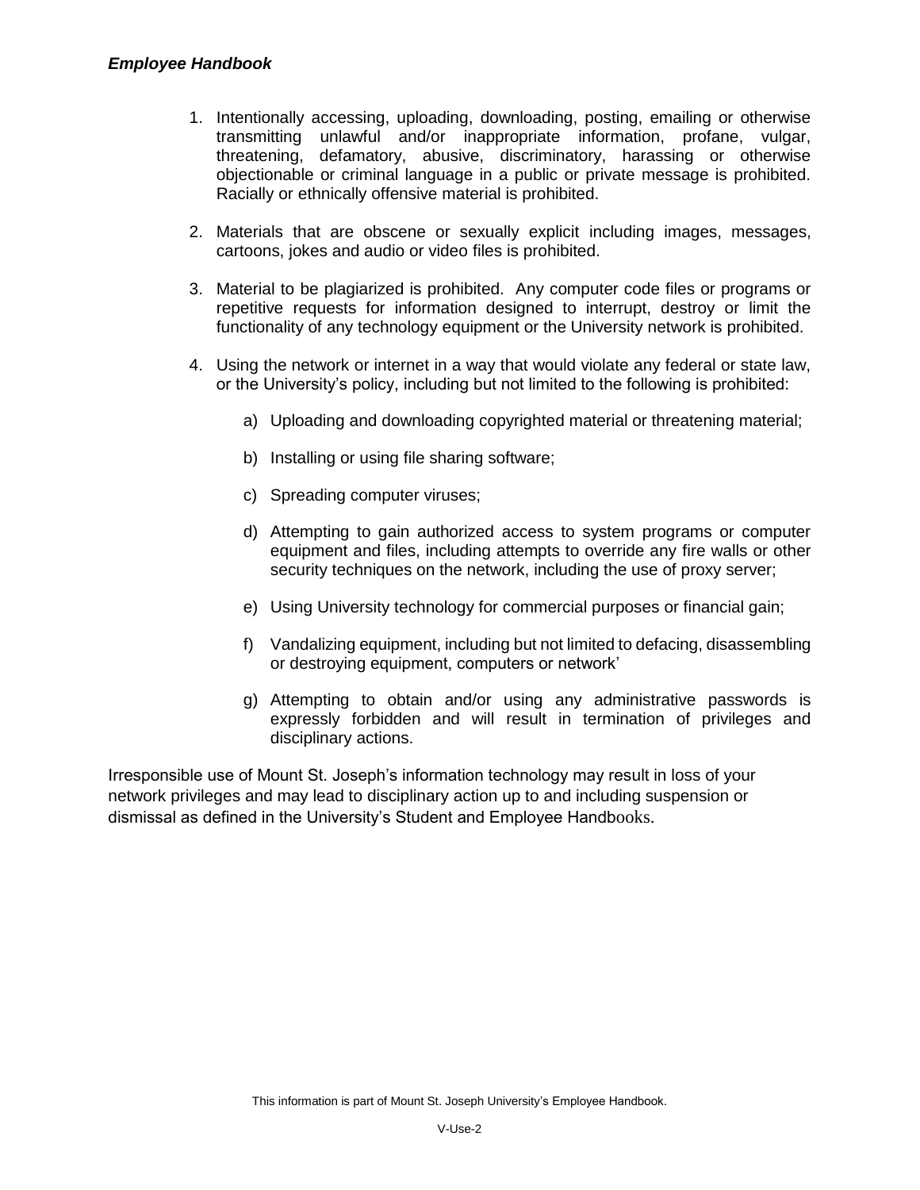1. Intentionally accessing, uploading, downloading, posting, emailing or otherwise transmitting unlawful and/or inappropriate information, profane, vulgar, threatening, defamatory, abusive, discriminatory, harassing or otherwise objectionable or criminal language in a public or private message is prohibited. Racially or ethnically offensive material is prohibited.

2. Materials that are obscene or sexually explicit including images, messages, cartoons, jokes and audio or video files is prohibited.

3. Material to be plagiarized is prohibited. Any computer code files or programs or repetitive requests for information designed to interrupt, destroy or limit the functionality of any technology equipment or the University network is prohibited.

4. Using the network or internet in a way that would violate any federal or state law, or the University's policy, including but not limited to the following is prohibited:

    a) Uploading and downloading copyrighted material or threatening material;

    b) Installing or using file sharing software;

    c) Spreading computer viruses;

    d) Attempting to gain authorized access to system programs or computer equipment and files, including attempts to override any fire walls or other security techniques on the network, including the use of proxy server;

    e) Using University technology for commercial purposes or financial gain;

    f) Vandalizing equipment, including but not limited to defacing, disassembling or destroying equipment, computers or network'

    g) Attempting to obtain and/or using any administrative passwords is expressly forbidden and will result in termination of privileges and disciplinary actions.

Irresponsible use of Mount St. Joseph's information technology may result in loss of your network privileges and may lead to disciplinary action up to and including suspension or dismissal as defined in the University's Student and Employee Handbooks.